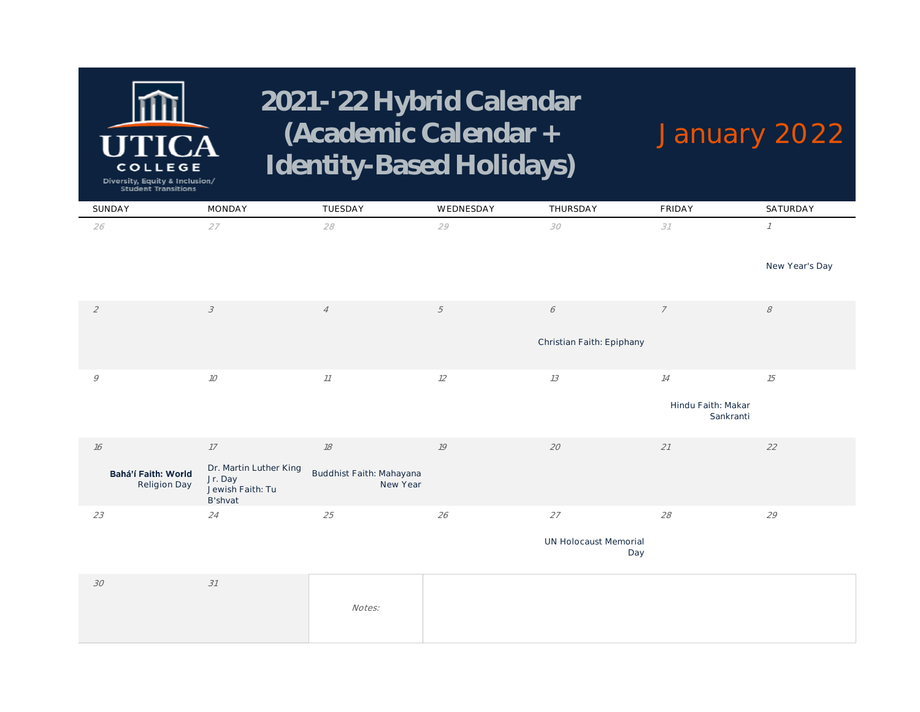UTICA COLLEGE

Diversity, Equity & Inclusion/ Student Transitions

# 2021-'22 Hybrid Calendar (Academic Calendar + Identity-Based Holidays)

## January 2022

| SUNDAY | MONDAY | TUESDAY | WEDNESDAY | THURSDAY | FRIDAY | SATURDAY |
|---|---|---|---|---|---|---|
| 26 | 27 | 28 | 29 | 30 | 31 | 1<br>New Year's Day |
| 2 | 3 | 4 | 5 | 6<br>Christian Faith: Epiphany | 7 | 8 |
| 9 | 10 | 11 | 12 | 13 | 14<br>Hindu Faith: Makar Sankranti | 15 |
| 16<br>**Bahá'í Faith: World** Religion Day | 17<br>Dr. Martin Luther King Jr. Day<br>Jewish Faith: Tu B'shvat | 18<br>Buddhist Faith: Mahayana New Year | 19 | 20 | 21 | 22 |
| 23 | 24 | 25 | 26 | 27<br>UN Holocaust Memorial Day | 28 | 29 |
| 30 | 31 | *Notes:* | | | | |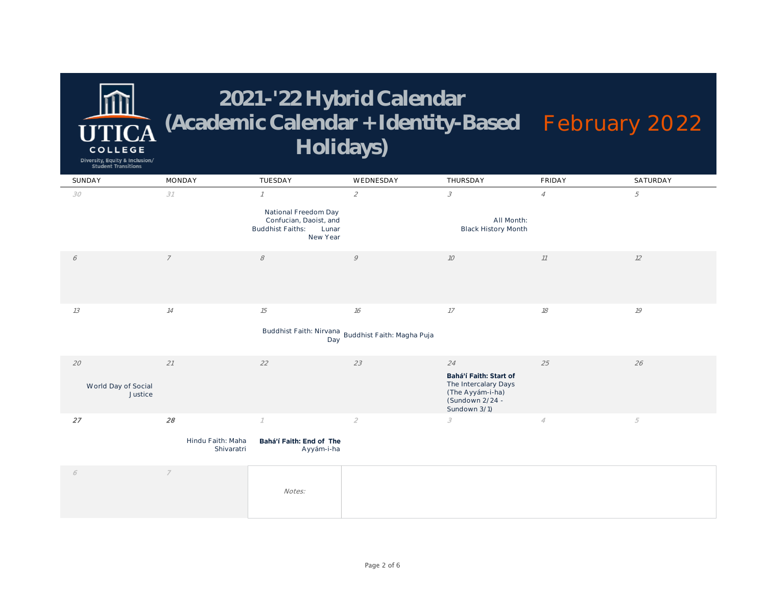UTICA COLLEGE
Diversity, Equity & Inclusion/ Student Transitions

# 2021-'22 Hybrid Calendar (Academic Calendar + Identity-Based Holidays)

## February 2022

| SUNDAY | MONDAY | TUESDAY | WEDNESDAY | THURSDAY | FRIDAY | SATURDAY |
|---|---|---|---|---|---|---|
| 30 | 31 | 1<br>National Freedom Day<br>Confucian, Daoist, and Buddhist Faiths: Lunar New Year | 2 | 3<br>All Month: Black History Month | 4 | 5 |
| 6 | 7 | 8 | 9 | 10 | 11 | 12 |
| 13 | 14 | 15<br>Buddhist Faith: Nirvana Day | 16<br>Buddhist Faith: Magha Puja | 17 | 18 | 19 |
| 20<br>World Day of Social Justice | 21 | 22 | 23 | 24<br>**Bahá'í Faith: Start of** The Intercalary Days (The Ayyám-i-ha) (Sundown 2/24 - Sundown 3/1) | 25 | 26 |
| 27 | 28<br>Hindu Faith: Maha Shivaratri | 1<br>**Bahá'í Faith: End of The** Ayyám-i-ha | 2 | 3 | 4 | 5 |
| 6 | 7 | *Notes:* | | | | |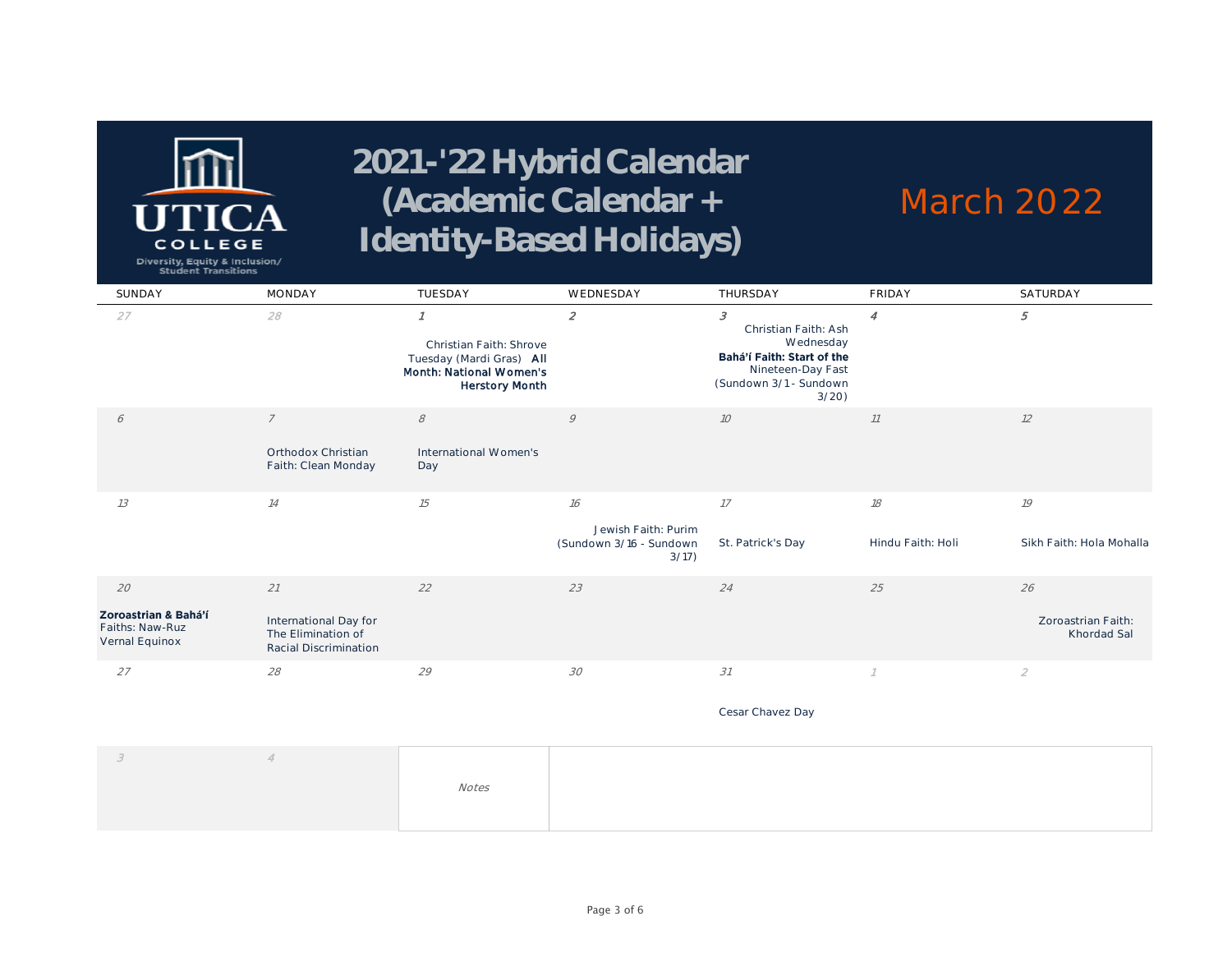UTICA COLLEGE

Diversity, Equity & Inclusion/ Student Transitions

# 2021-'22 Hybrid Calendar (Academic Calendar + Identity-Based Holidays)

## March 2022

| SUNDAY | MONDAY | TUESDAY | WEDNESDAY | THURSDAY | FRIDAY | SATURDAY |
|---|---|---|---|---|---|---|
| 27 | 28 | 1<br>Christian Faith: Shrove Tuesday (Mardi Gras) **All Month: National Women's Herstory Month** | 2 | 3<br>Christian Faith: Ash Wednesday<br>**Bahá'í Faith: Start of the** Nineteen-Day Fast (Sundown 3/1 - Sundown 3/20) | 4 | 5 |
| 6 | 7<br>Orthodox Christian Faith: Clean Monday | 8<br>International Women's Day | 9 | 10 | 11 | 12 |
| 13 | 14 | 15 | 16<br>Jewish Faith: Purim (Sundown 3/16 - Sundown 3/17) | 17<br>St. Patrick's Day | 18<br>Hindu Faith: Holi | 19<br>Sikh Faith: Hola Mohalla |
| 20<br>**Zoroastrian & Bahá'í** Faiths: Naw-Ruz<br>Vernal Equinox | 21<br>International Day for The Elimination of Racial Discrimination | 22 | 23 | 24 | 25 | 26<br>Zoroastrian Faith: Khordad Sal |
| 27 | 28 | 29 | 30 | 31<br>Cesar Chavez Day | 1 | 2 |
| 3 | 4 | *Notes* | | | | |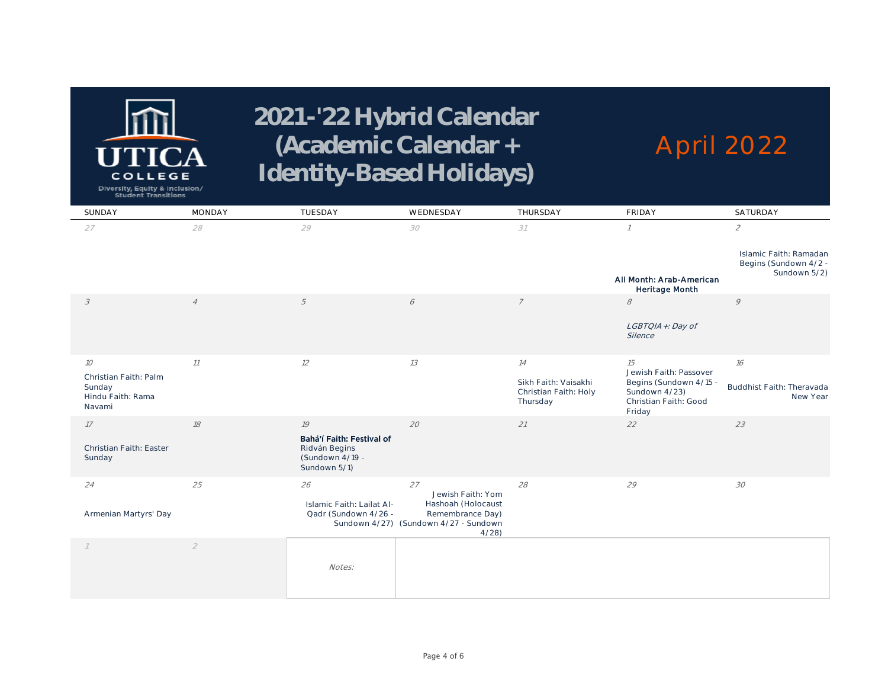UTICA COLLEGE
Diversity, Equity & Inclusion/ Student Transitions

# 2021-'22 Hybrid Calendar (Academic Calendar + Identity-Based Holidays)

## April 2022

| SUNDAY | MONDAY | TUESDAY | WEDNESDAY | THURSDAY | FRIDAY | SATURDAY |
|---|---|---|---|---|---|---|
| 27 | 28 | 29 | 30 | 31 | 1<br>**All Month: Arab-American Heritage Month** | 2<br>Islamic Faith: Ramadan Begins (Sundown 4/2 - Sundown 5/2) |
| 3 | 4 | 5 | 6 | 7 | 8<br>*LGBTQIA+: Day of Silence* | 9 |
| 10<br>Christian Faith: Palm Sunday<br>Hindu Faith: Rama Navami | 11 | 12 | 13 | 14<br>Sikh Faith: Vaisakhi<br>Christian Faith: Holy Thursday | 15<br>Jewish Faith: Passover Begins (Sundown 4/15 - Sundown 4/23)<br>Christian Faith: Good Friday | 16<br>Buddhist Faith: Theravada New Year |
| 17<br>Christian Faith: Easter Sunday | 18 | 19<br>**Bahá'í Faith: Festival of** Ridván Begins (Sundown 4/19 - Sundown 5/1) | 20 | 21 | 22 | 23 |
| 24<br>Armenian Martyrs' Day | 25 | 26<br>Islamic Faith: Lailat Al-Qadr (Sundown 4/26 - Sundown 4/27) | 27<br>Jewish Faith: Yom Hashoah (Holocaust Remembrance Day) (Sundown 4/27 - Sundown 4/28) | 28 | 29 | 30 |
| 1 | 2 | *Notes:* | | | | |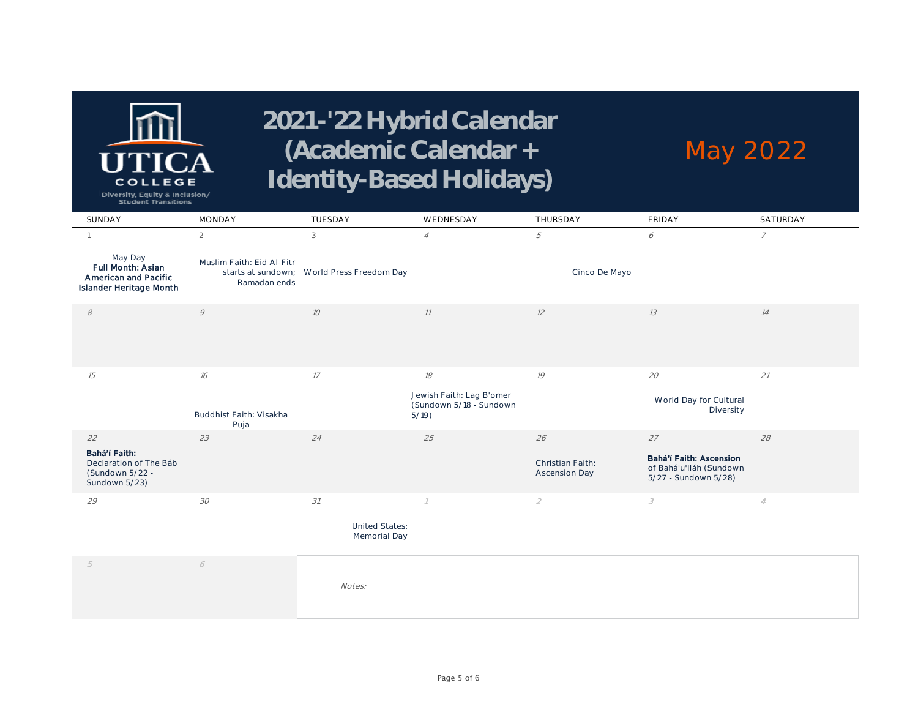UTICA COLLEGE

Diversity, Equity & Inclusion/ Student Transitions

# 2021-'22 Hybrid Calendar (Academic Calendar + Identity-Based Holidays)

## May 2022

| SUNDAY | MONDAY | TUESDAY | WEDNESDAY | THURSDAY | FRIDAY | SATURDAY |
|---|---|---|---|---|---|---|
| 1<br>May Day<br>**Full Month: Asian American and Pacific Islander Heritage Month** | 2<br>Muslim Faith: Eid Al-Fitr starts at sundown; Ramadan ends | 3<br>World Press Freedom Day | 4 | 5<br>Cinco De Mayo | 6 | 7 |
| 8 | 9 | 10 | 11 | 12 | 13 | 14 |
| 15 | 16<br>Buddhist Faith: Visakha Puja | 17 | 18<br>Jewish Faith: Lag B'omer (Sundown 5/18 - Sundown 5/19) | 19 | 20<br>World Day for Cultural Diversity | 21 |
| 22<br>**Bahá'í Faith:**<br>Declaration of The Báb (Sundown 5/22 - Sundown 5/23) | 23 | 24 | 25 | 26<br>Christian Faith: Ascension Day | 27<br>**Bahá'í Faith: Ascension** of Bahá'u'lláh (Sundown 5/27 - Sundown 5/28) | 28 |
| 29 | 30 | 31<br>United States: Memorial Day | 1 | 2 | 3 | 4 |
| 5 | 6 | *Notes:* | | | | |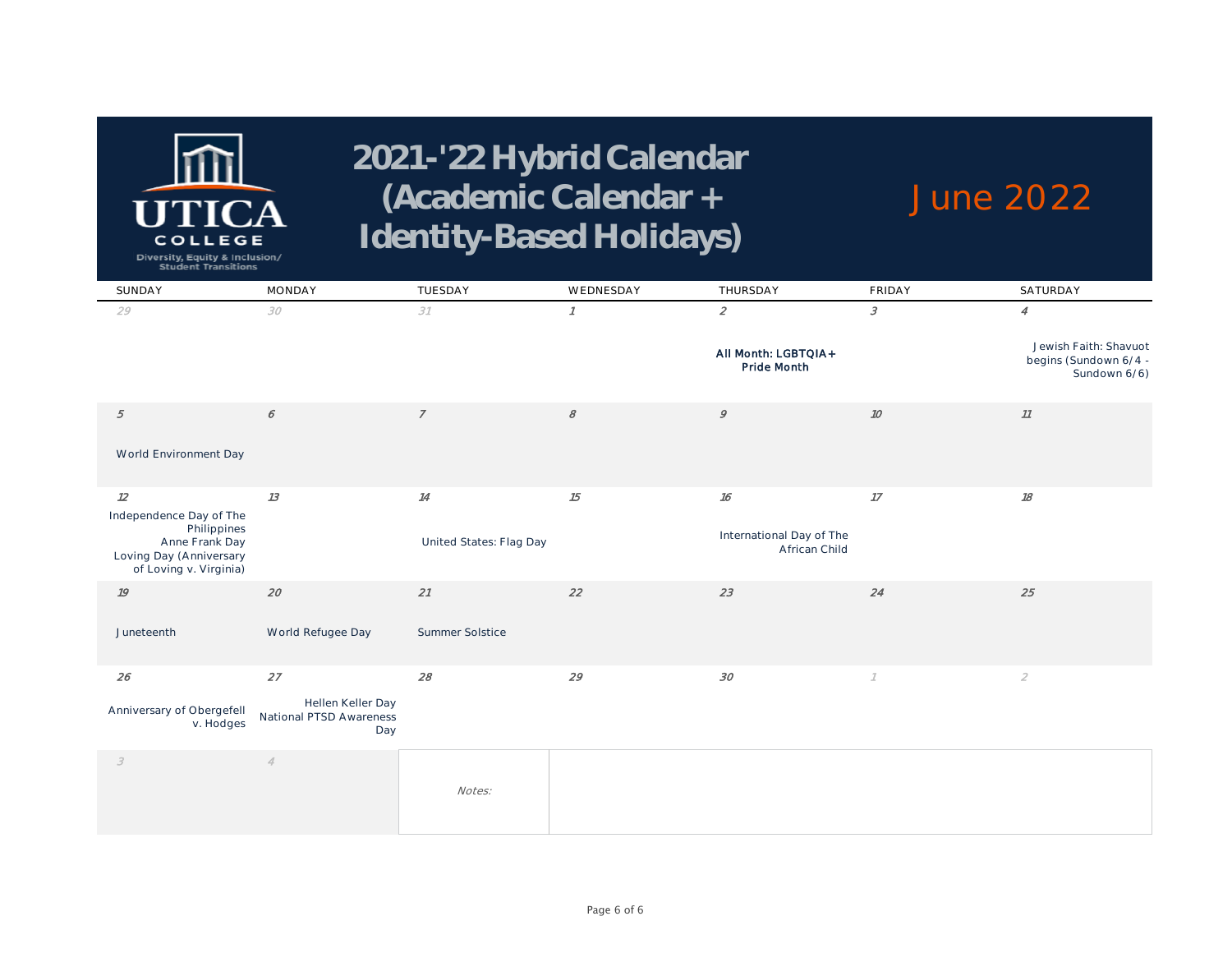UTICA COLLEGE
Diversity, Equity & Inclusion/ Student Transitions

# 2021-'22 Hybrid Calendar (Academic Calendar + Identity-Based Holidays)

## June 2022

| SUNDAY | MONDAY | TUESDAY | WEDNESDAY | THURSDAY | FRIDAY | SATURDAY |
|---|---|---|---|---|---|---|
| 29 | 30 | 31 | 1 | 2<br>**All Month: LGBTQIA+ Pride Month** | 3 | 4<br>Jewish Faith: Shavuot begins (Sundown 6/4 - Sundown 6/6) |
| 5<br>World Environment Day | 6 | 7 | 8 | 9 | 10 | 11 |
| 12<br>Independence Day of The Philippines<br>Anne Frank Day<br>Loving Day (Anniversary of Loving v. Virginia) | 13 | 14<br>United States: Flag Day | 15 | 16<br>International Day of The African Child | 17 | 18 |
| 19<br>Juneteenth | 20<br>World Refugee Day | 21<br>Summer Solstice | 22 | 23 | 24 | 25 |
| 26<br>Anniversary of Obergefell v. Hodges | 27<br>Hellen Keller Day<br>National PTSD Awareness Day | 28 | 29 | 30 | 1 | 2 |
| 3 | 4 | *Notes:* | | | | |